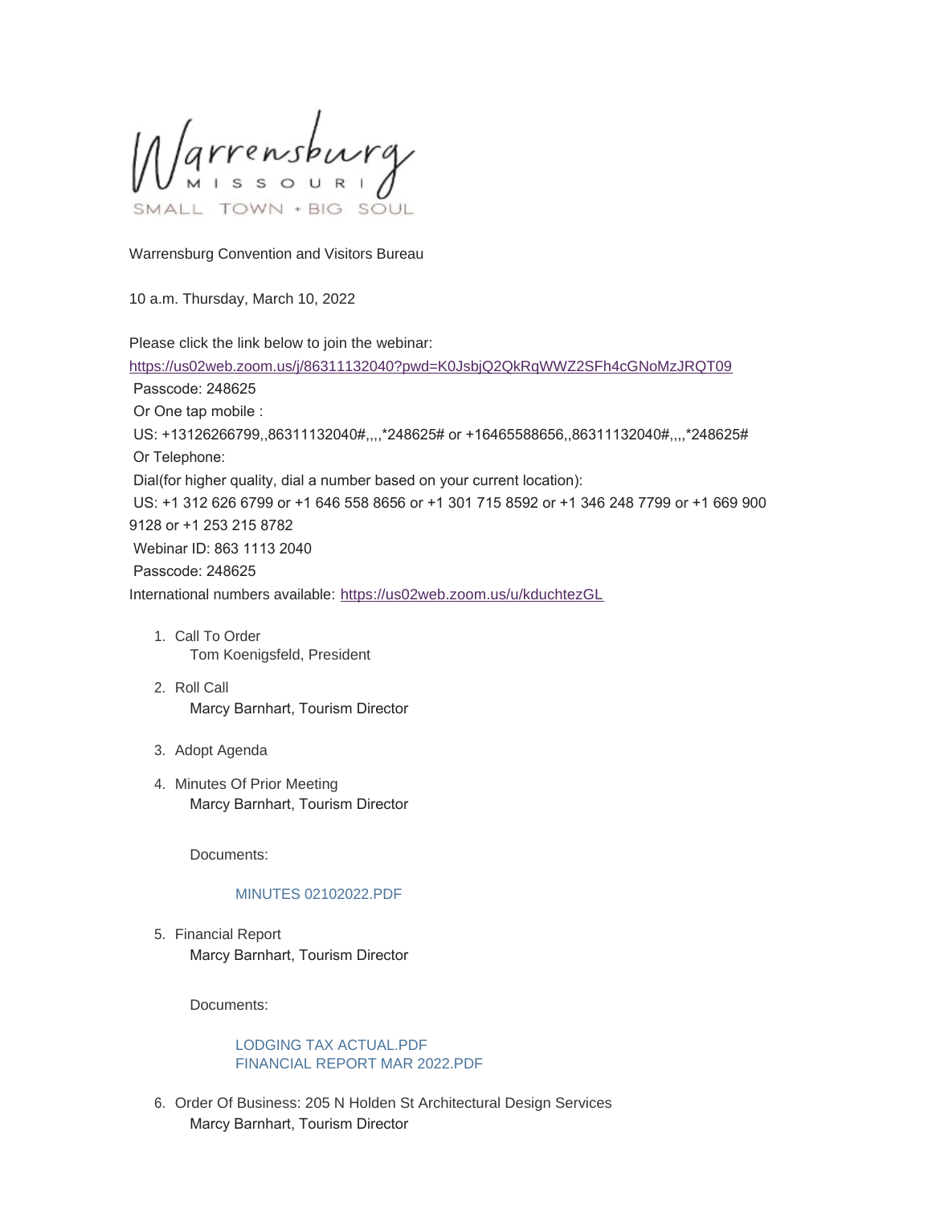Warrensburg MISSOURI SMALL TOWN • BIG SOUL

Warrensburg Convention and Visitors Bureau

10 a.m. Thursday, March 10, 2022

Please click the link below to join the webinar:
[https://us02web.zoom.us/j/86311132040?pwd=K0JsbjQ2QkRqWWZ2SFh4cGNoMzJRQT09](https://us02web.zoom.us/j/86311132040?pwd=K0JsbjQ2QkRqWWZ2SFh4cGNoMzJRQT09)
Passcode: 248625
Or One tap mobile :
US: +13126266799,,86311132040#,,,,*248625# or +16465588656,,86311132040#,,,,*248625#
Or Telephone:
Dial(for higher quality, dial a number based on your current location):
US: +1 312 626 6799 or +1 646 558 8656 or +1 301 715 8592 or +1 346 248 7799 or +1 669 900 9128 or +1 253 215 8782
Webinar ID: 863 1113 2040
Passcode: 248625
International numbers available: [https://us02web.zoom.us/u/kduchtezGL](https://us02web.zoom.us/u/kduchtezGL)

1. Call To Order
   Tom Koenigsfeld, President

2. Roll Call
   Marcy Barnhart, Tourism Director

3. Adopt Agenda

4. Minutes Of Prior Meeting
   Marcy Barnhart, Tourism Director

   Documents:

   MINUTES 02102022.PDF

5. Financial Report
   Marcy Barnhart, Tourism Director

   Documents:

   LODGING TAX ACTUAL.PDF
   FINANCIAL REPORT MAR 2022.PDF

6. Order Of Business: 205 N Holden St Architectural Design Services
   Marcy Barnhart, Tourism Director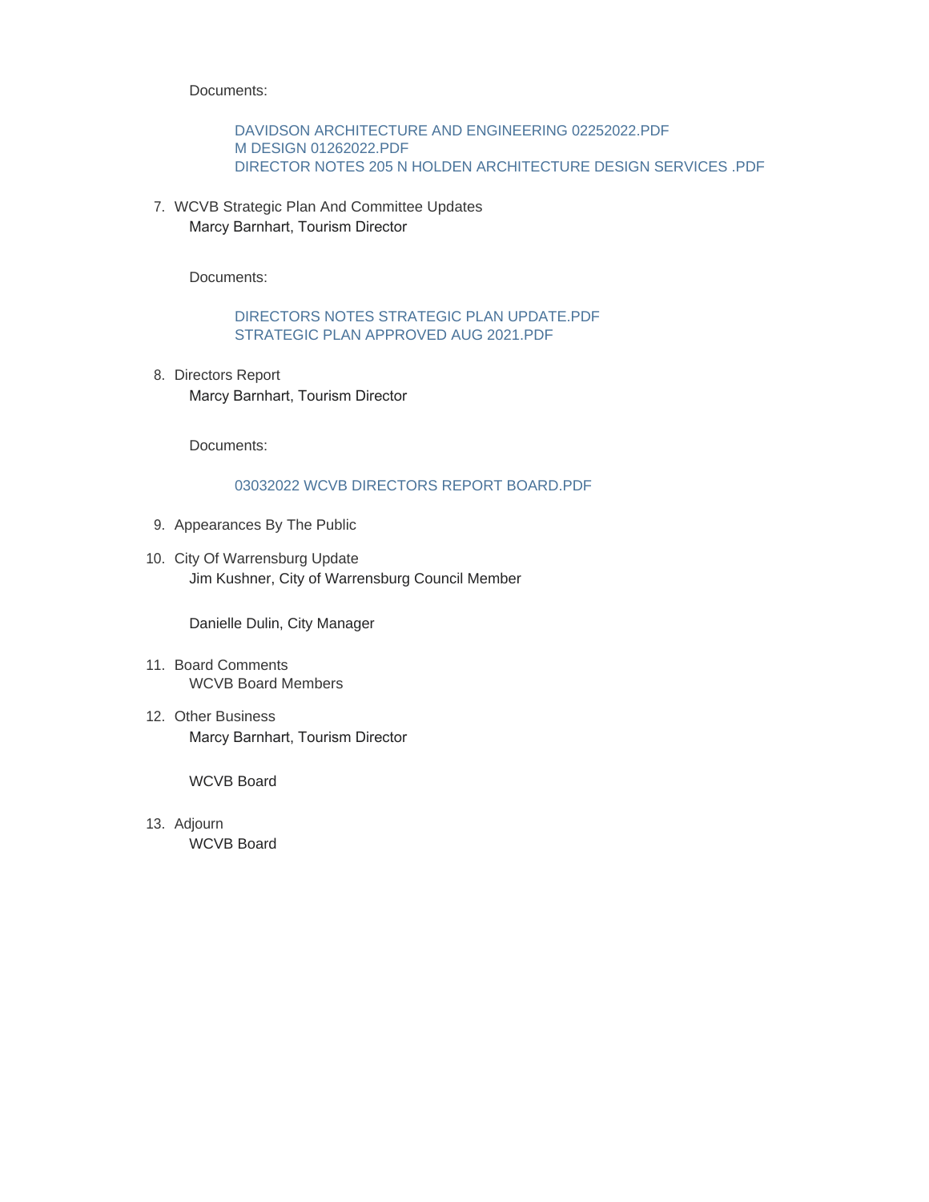Documents:

DAVIDSON ARCHITECTURE AND ENGINEERING 02252022.PDF
M DESIGN 01262022.PDF
DIRECTOR NOTES 205 N HOLDEN ARCHITECTURE DESIGN SERVICES .PDF

7. WCVB Strategic Plan And Committee Updates
   Marcy Barnhart, Tourism Director

   Documents:

   DIRECTORS NOTES STRATEGIC PLAN UPDATE.PDF
   STRATEGIC PLAN APPROVED AUG 2021.PDF

8. Directors Report
   Marcy Barnhart, Tourism Director

   Documents:

   03032022 WCVB DIRECTORS REPORT BOARD.PDF

9. Appearances By The Public

10. City Of Warrensburg Update
    Jim Kushner, City of Warrensburg Council Member

    Danielle Dulin, City Manager

11. Board Comments
    WCVB Board Members

12. Other Business
    Marcy Barnhart, Tourism Director

    WCVB Board

13. Adjourn
    WCVB Board